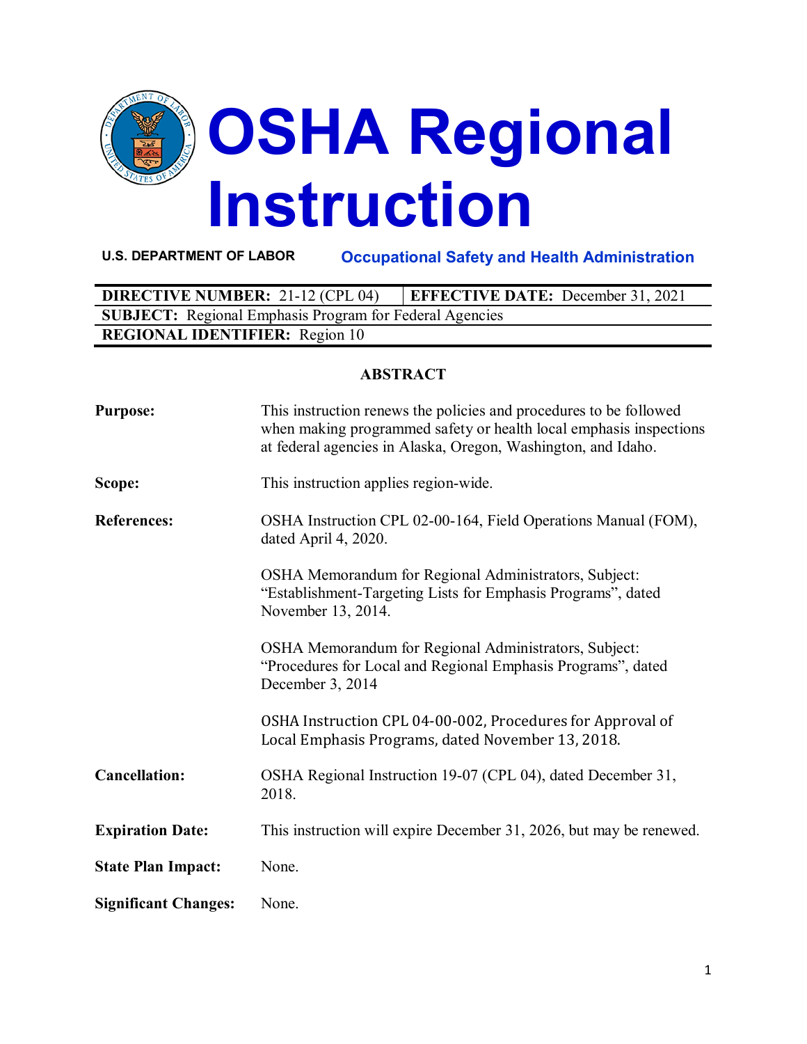# OSHA Regional Instruction

**U.S. DEPARTMENT OF LABOR** **Occupational Safety and Health Administration**

| **DIRECTIVE NUMBER:** 21-12 (CPL 04) | **EFFECTIVE DATE:** December 31, 2021 |
|---|---|
| **SUBJECT:** Regional Emphasis Program for Federal Agencies | |
| **REGIONAL IDENTIFIER:** Region 10 | |

## ABSTRACT

**Purpose:** This instruction renews the policies and procedures to be followed when making programmed safety or health local emphasis inspections at federal agencies in Alaska, Oregon, Washington, and Idaho.

**Scope:** This instruction applies region-wide.

**References:** OSHA Instruction CPL 02-00-164, Field Operations Manual (FOM), dated April 4, 2020.

OSHA Memorandum for Regional Administrators, Subject: "Establishment-Targeting Lists for Emphasis Programs", dated November 13, 2014.

OSHA Memorandum for Regional Administrators, Subject: "Procedures for Local and Regional Emphasis Programs", dated December 3, 2014

OSHA Instruction CPL 04-00-002, Procedures for Approval of Local Emphasis Programs, dated November 13, 2018.

**Cancellation:** OSHA Regional Instruction 19-07 (CPL 04), dated December 31, 2018.

**Expiration Date:** This instruction will expire December 31, 2026, but may be renewed.

**State Plan Impact:** None.

**Significant Changes:** None.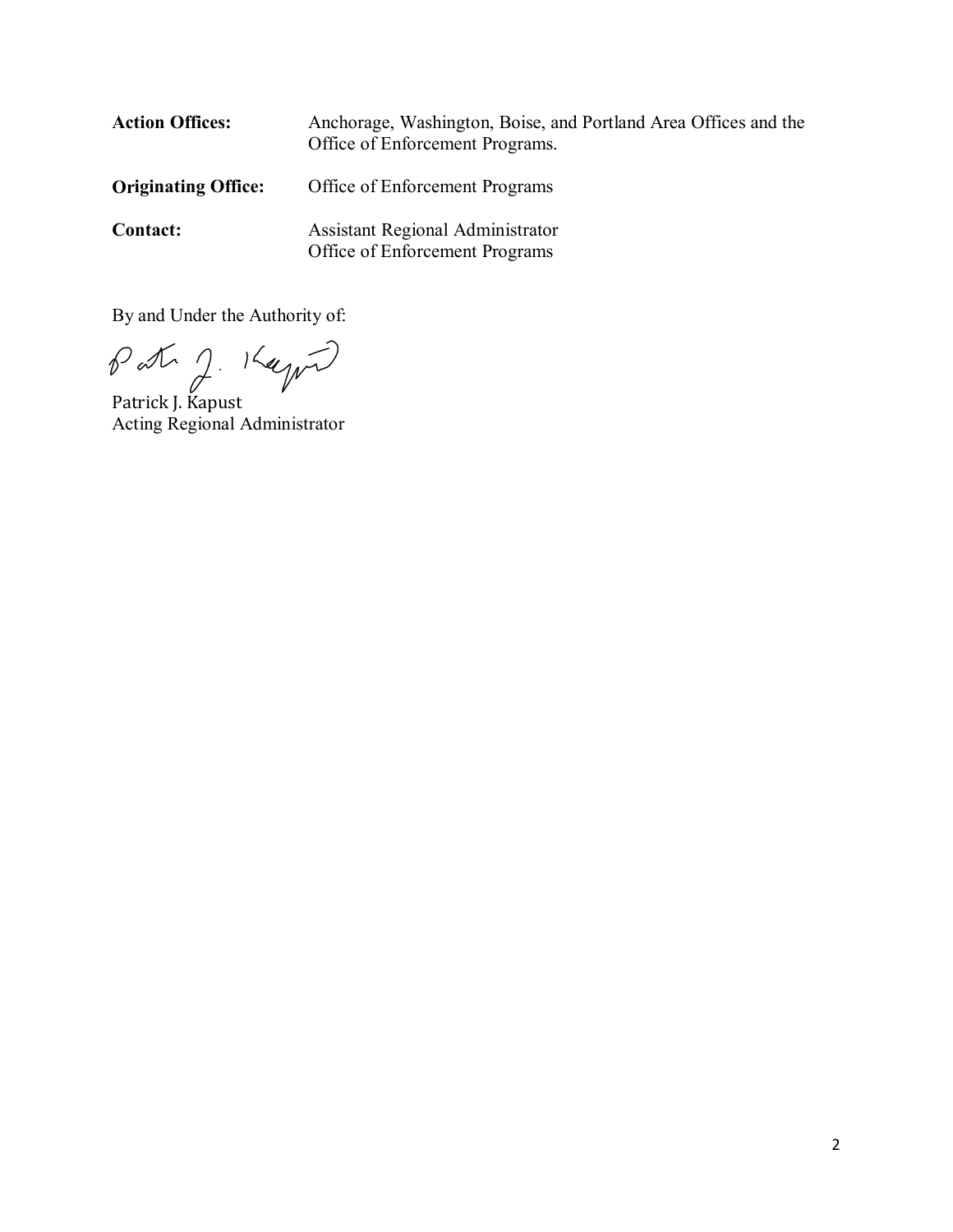**Action Offices:** Anchorage, Washington, Boise, and Portland Area Offices and the Office of Enforcement Programs.

**Originating Office:** Office of Enforcement Programs

**Contact:** Assistant Regional Administrator
Office of Enforcement Programs

By and Under the Authority of:

Patrick J. Kapust
Acting Regional Administrator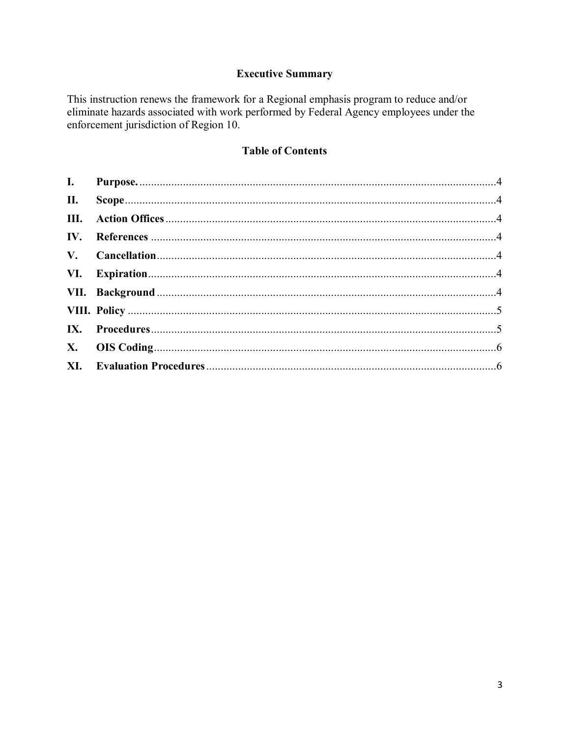## Executive Summary

This instruction renews the framework for a Regional emphasis program to reduce and/or eliminate hazards associated with work performed by Federal Agency employees under the enforcement jurisdiction of Region 10.

## Table of Contents

| | | |
|---|---|---|
| **I.** | **Purpose.** | 4 |
| **II.** | **Scope** | 4 |
| **III.** | **Action Offices** | 4 |
| **IV.** | **References** | 4 |
| **V.** | **Cancellation** | 4 |
| **VI.** | **Expiration** | 4 |
| **VII.** | **Background** | 4 |
| **VIII.** | **Policy** | 5 |
| **IX.** | **Procedures** | 5 |
| **X.** | **OIS Coding** | 6 |
| **XI.** | **Evaluation Procedures** | 6 |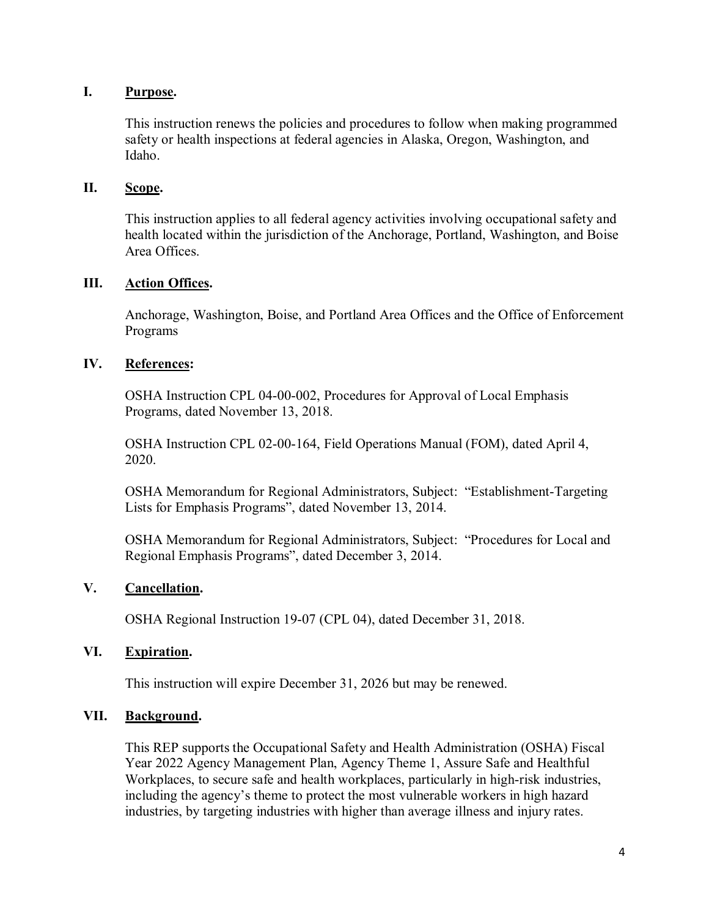## I. Purpose.

This instruction renews the policies and procedures to follow when making programmed safety or health inspections at federal agencies in Alaska, Oregon, Washington, and Idaho.

## II. Scope.

This instruction applies to all federal agency activities involving occupational safety and health located within the jurisdiction of the Anchorage, Portland, Washington, and Boise Area Offices.

## III. Action Offices.

Anchorage, Washington, Boise, and Portland Area Offices and the Office of Enforcement Programs

## IV. References:

OSHA Instruction CPL 04-00-002, Procedures for Approval of Local Emphasis Programs, dated November 13, 2018.

OSHA Instruction CPL 02-00-164, Field Operations Manual (FOM), dated April 4, 2020.

OSHA Memorandum for Regional Administrators, Subject: "Establishment-Targeting Lists for Emphasis Programs", dated November 13, 2014.

OSHA Memorandum for Regional Administrators, Subject: "Procedures for Local and Regional Emphasis Programs", dated December 3, 2014.

## V. Cancellation.

OSHA Regional Instruction 19-07 (CPL 04), dated December 31, 2018.

## VI. Expiration.

This instruction will expire December 31, 2026 but may be renewed.

## VII. Background.

This REP supports the Occupational Safety and Health Administration (OSHA) Fiscal Year 2022 Agency Management Plan, Agency Theme 1, Assure Safe and Healthful Workplaces, to secure safe and health workplaces, particularly in high-risk industries, including the agency's theme to protect the most vulnerable workers in high hazard industries, by targeting industries with higher than average illness and injury rates.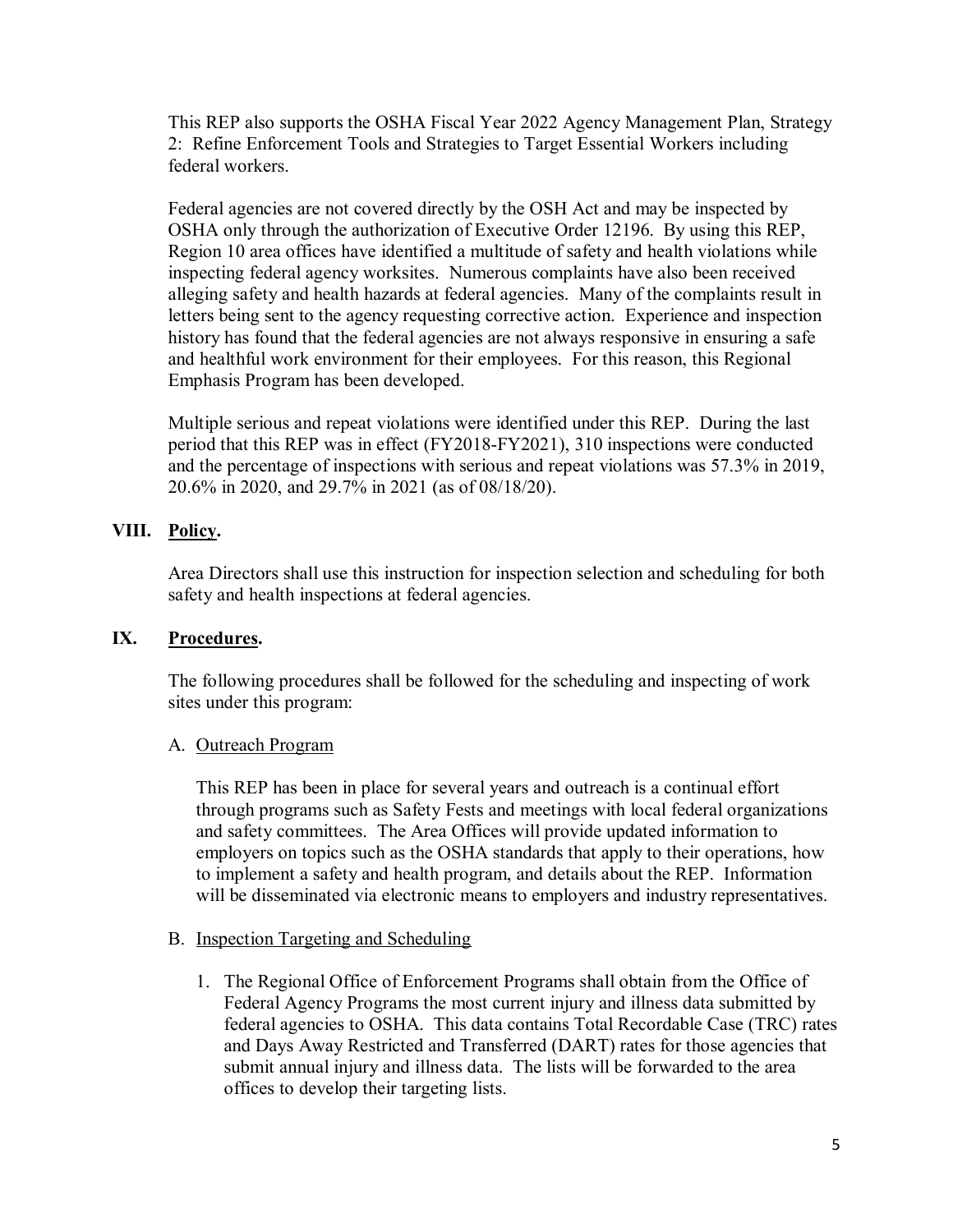This REP also supports the OSHA Fiscal Year 2022 Agency Management Plan, Strategy 2: Refine Enforcement Tools and Strategies to Target Essential Workers including federal workers.

Federal agencies are not covered directly by the OSH Act and may be inspected by OSHA only through the authorization of Executive Order 12196. By using this REP, Region 10 area offices have identified a multitude of safety and health violations while inspecting federal agency worksites. Numerous complaints have also been received alleging safety and health hazards at federal agencies. Many of the complaints result in letters being sent to the agency requesting corrective action. Experience and inspection history has found that the federal agencies are not always responsive in ensuring a safe and healthful work environment for their employees. For this reason, this Regional Emphasis Program has been developed.

Multiple serious and repeat violations were identified under this REP. During the last period that this REP was in effect (FY2018-FY2021), 310 inspections were conducted and the percentage of inspections with serious and repeat violations was 57.3% in 2019, 20.6% in 2020, and 29.7% in 2021 (as of 08/18/20).

## VIII. **Policy.**

Area Directors shall use this instruction for inspection selection and scheduling for both safety and health inspections at federal agencies.

## IX. **Procedures.**

The following procedures shall be followed for the scheduling and inspecting of work sites under this program:

### A. Outreach Program

This REP has been in place for several years and outreach is a continual effort through programs such as Safety Fests and meetings with local federal organizations and safety committees. The Area Offices will provide updated information to employers on topics such as the OSHA standards that apply to their operations, how to implement a safety and health program, and details about the REP. Information will be disseminated via electronic means to employers and industry representatives.

### B. Inspection Targeting and Scheduling

1. The Regional Office of Enforcement Programs shall obtain from the Office of Federal Agency Programs the most current injury and illness data submitted by federal agencies to OSHA. This data contains Total Recordable Case (TRC) rates and Days Away Restricted and Transferred (DART) rates for those agencies that submit annual injury and illness data. The lists will be forwarded to the area offices to develop their targeting lists.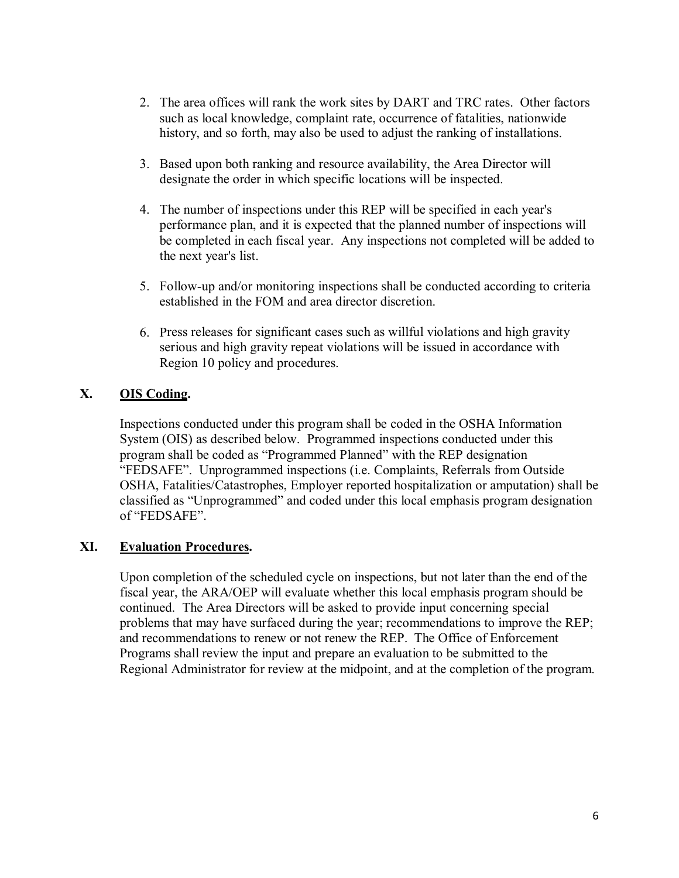2. The area offices will rank the work sites by DART and TRC rates. Other factors such as local knowledge, complaint rate, occurrence of fatalities, nationwide history, and so forth, may also be used to adjust the ranking of installations.

3. Based upon both ranking and resource availability, the Area Director will designate the order in which specific locations will be inspected.

4. The number of inspections under this REP will be specified in each year's performance plan, and it is expected that the planned number of inspections will be completed in each fiscal year. Any inspections not completed will be added to the next year's list.

5. Follow-up and/or monitoring inspections shall be conducted according to criteria established in the FOM and area director discretion.

6. Press releases for significant cases such as willful violations and high gravity serious and high gravity repeat violations will be issued in accordance with Region 10 policy and procedures.

## X. <u>OIS Coding</u>.

Inspections conducted under this program shall be coded in the OSHA Information System (OIS) as described below. Programmed inspections conducted under this program shall be coded as "Programmed Planned" with the REP designation "FEDSAFE". Unprogrammed inspections (i.e. Complaints, Referrals from Outside OSHA, Fatalities/Catastrophes, Employer reported hospitalization or amputation) shall be classified as "Unprogrammed" and coded under this local emphasis program designation of "FEDSAFE".

## XI. <u>Evaluation Procedures</u>.

Upon completion of the scheduled cycle on inspections, but not later than the end of the fiscal year, the ARA/OEP will evaluate whether this local emphasis program should be continued. The Area Directors will be asked to provide input concerning special problems that may have surfaced during the year; recommendations to improve the REP; and recommendations to renew or not renew the REP. The Office of Enforcement Programs shall review the input and prepare an evaluation to be submitted to the Regional Administrator for review at the midpoint, and at the completion of the program.